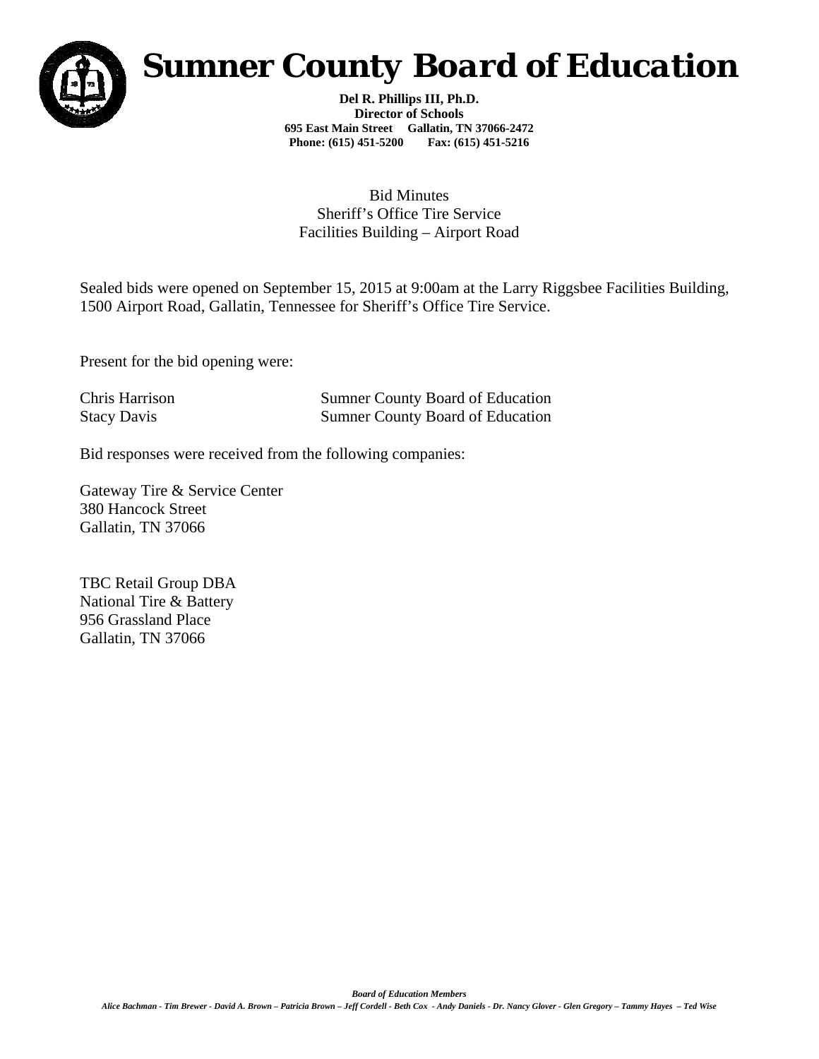# Sumner County Board of Education

**Del R. Phillips III, Ph.D.**
**Director of Schools**
**695 East Main Street Gallatin, TN 37066-2472**
**Phone: (615) 451-5200 Fax: (615) 451-5216**

Bid Minutes
Sheriff's Office Tire Service
Facilities Building – Airport Road

Sealed bids were opened on September 15, 2015 at 9:00am at the Larry Riggsbee Facilities Building, 1500 Airport Road, Gallatin, Tennessee for Sheriff's Office Tire Service.

Present for the bid opening were:

| | |
|---|---|
| Chris Harrison | Sumner County Board of Education |
| Stacy Davis | Sumner County Board of Education |

Bid responses were received from the following companies:

Gateway Tire & Service Center
380 Hancock Street
Gallatin, TN 37066

TBC Retail Group DBA
National Tire & Battery
956 Grassland Place
Gallatin, TN 37066

***Board of Education Members***
*Alice Bachman - Tim Brewer - David A. Brown – Patricia Brown – Jeff Cordell - Beth Cox - Andy Daniels - Dr. Nancy Glover - Glen Gregory – Tammy Hayes – Ted Wise*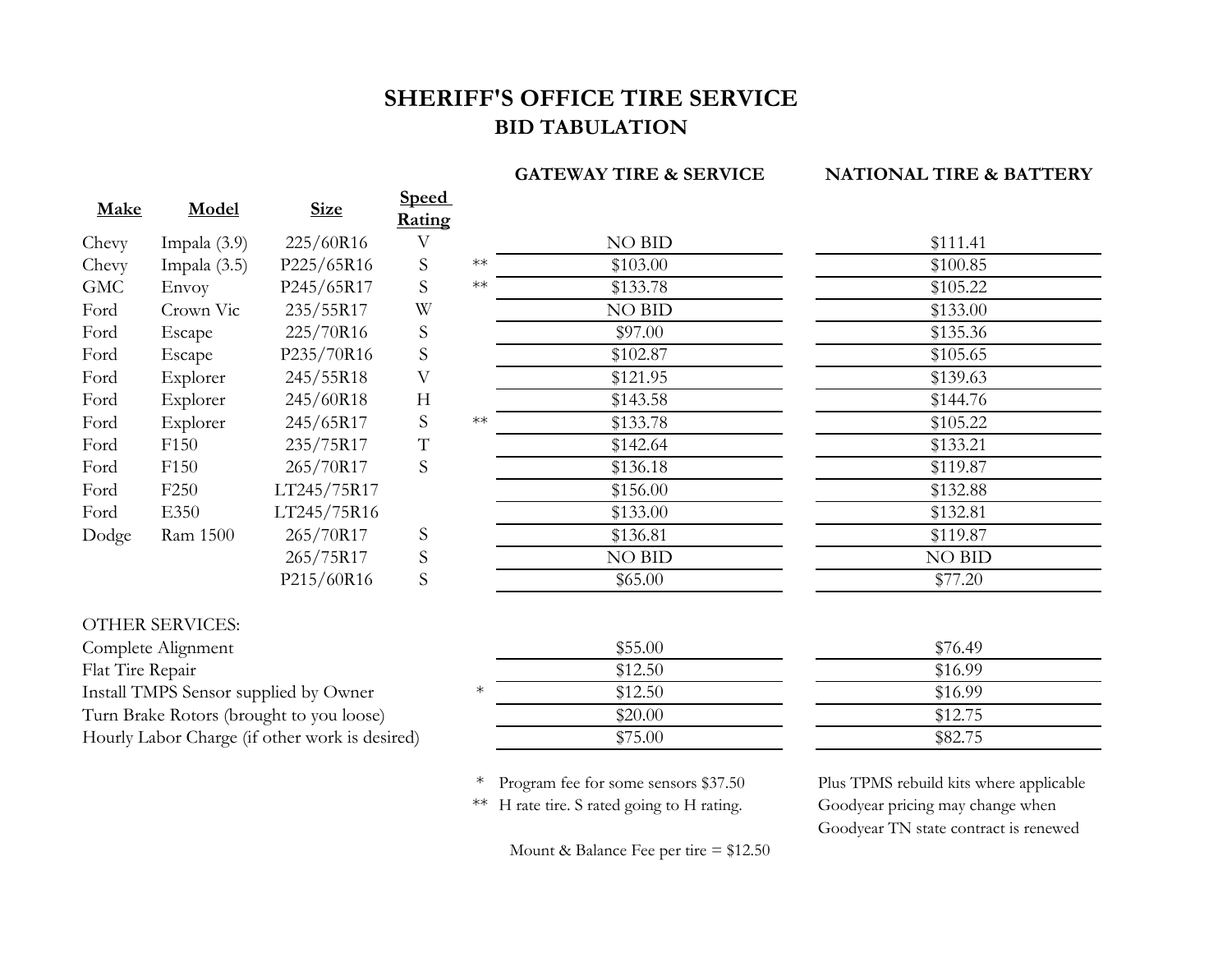# SHERIFF'S OFFICE TIRE SERVICE

## BID TABULATION

| Make | Model | Size | Speed Rating | | GATEWAY TIRE & SERVICE | NATIONAL TIRE & BATTERY |
|---|---|---|---|---|---|---|
| Chevy | Impala (3.9) | 225/60R16 | V | | NO BID | $111.41 |
| Chevy | Impala (3.5) | P225/65R16 | S | ** | $103.00 | $100.85 |
| GMC | Envoy | P245/65R17 | S | ** | $133.78 | $105.22 |
| Ford | Crown Vic | 235/55R17 | W | | NO BID | $133.00 |
| Ford | Escape | 225/70R16 | S | | $97.00 | $135.36 |
| Ford | Escape | P235/70R16 | S | | $102.87 | $105.65 |
| Ford | Explorer | 245/55R18 | V | | $121.95 | $139.63 |
| Ford | Explorer | 245/60R18 | H | | $143.58 | $144.76 |
| Ford | Explorer | 245/65R17 | S | ** | $133.78 | $105.22 |
| Ford | F150 | 235/75R17 | T | | $142.64 | $133.21 |
| Ford | F150 | 265/70R17 | S | | $136.18 | $119.87 |
| Ford | F250 | LT245/75R17 | | | $156.00 | $132.88 |
| Ford | E350 | LT245/75R16 | | | $133.00 | $132.81 |
| Dodge | Ram 1500 | 265/70R17 | S | | $136.81 | $119.87 |
| | | 265/75R17 | S | | NO BID | NO BID |
| | | P215/60R16 | S | | $65.00 | $77.20 |
| OTHER SERVICES: | | | | | | |
| Complete Alignment | | | | | $55.00 | $76.49 |
| Flat Tire Repair | | | | | $12.50 | $16.99 |
| Install TMPS Sensor supplied by Owner | | | | * | $12.50 | $16.99 |
| Turn Brake Rotors (brought to you loose) | | | | | $20.00 | $12.75 |
| Hourly Labor Charge (if other work is desired) | | | | | $75.00 | $82.75 |

Gateway Tire & Service notes:

\* Program fee for some sensors $37.50

\** H rate tire. S rated going to H rating.

Mount & Balance Fee per tire = $12.50

National Tire & Battery notes:

Plus TPMS rebuild kits where applicable

Goodyear pricing may change when Goodyear TN state contract is renewed